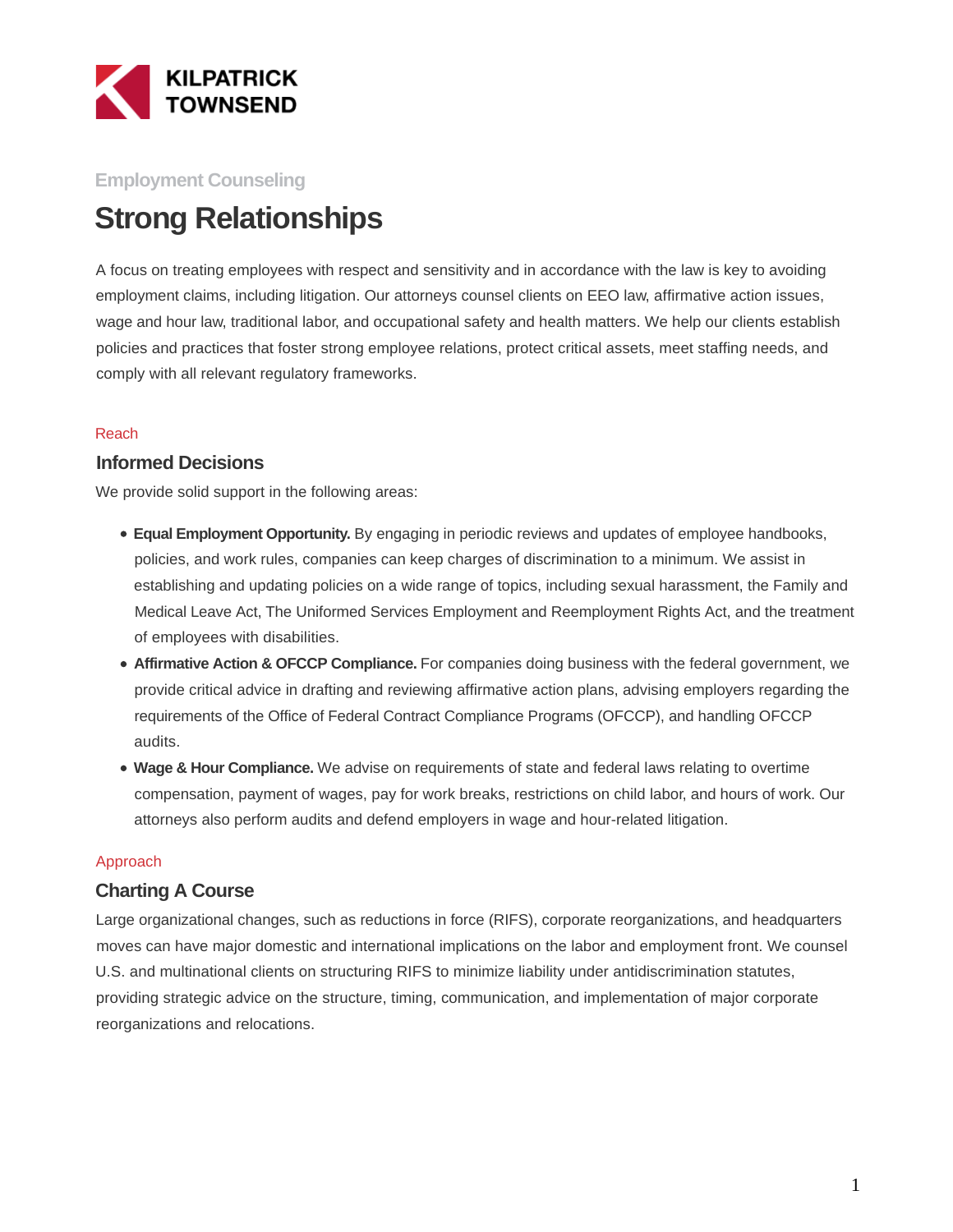Employment Counseling

# Strong Relationships

A focus on treating employees with respect and sensitivity and in accordance with the law is key to avoiding employment claims, including litigation. Our attorneys counsel clients on EEO law, affirmative action issues, wage and hour law, traditional labor, and occupational safety and health matters. We help our clients establish policies and practices that foster strong employee relations, protect critical assets, meet staffing needs, and comply with all relevant regulatory frameworks.

Reach

## Informed Decisions

We provide solid support in the following areas:

- **Equal Employment Opportunity.** By engaging in periodic reviews and updates of employee handbooks, policies, and work rules, companies can keep charges of discrimination to a minimum. We assist in establishing and updating policies on a wide range of topics, including sexual harassment, the Family and Medical Leave Act, The Uniformed Services Employment and Reemployment Rights Act, and the treatment of employees with disabilities.
- **Affirmative Action & OFCCP Compliance.** For companies doing business with the federal government, we provide critical advice in drafting and reviewing affirmative action plans, advising employers regarding the requirements of the Office of Federal Contract Compliance Programs (OFCCP), and handling OFCCP audits.
- **Wage & Hour Compliance.** We advise on requirements of state and federal laws relating to overtime compensation, payment of wages, pay for work breaks, restrictions on child labor, and hours of work. Our attorneys also perform audits and defend employers in wage and hour-related litigation.

Approach

## Charting A Course

Large organizational changes, such as reductions in force (RIFS), corporate reorganizations, and headquarters moves can have major domestic and international implications on the labor and employment front. We counsel U.S. and multinational clients on structuring RIFS to minimize liability under antidiscrimination statutes, providing strategic advice on the structure, timing, communication, and implementation of major corporate reorganizations and relocations.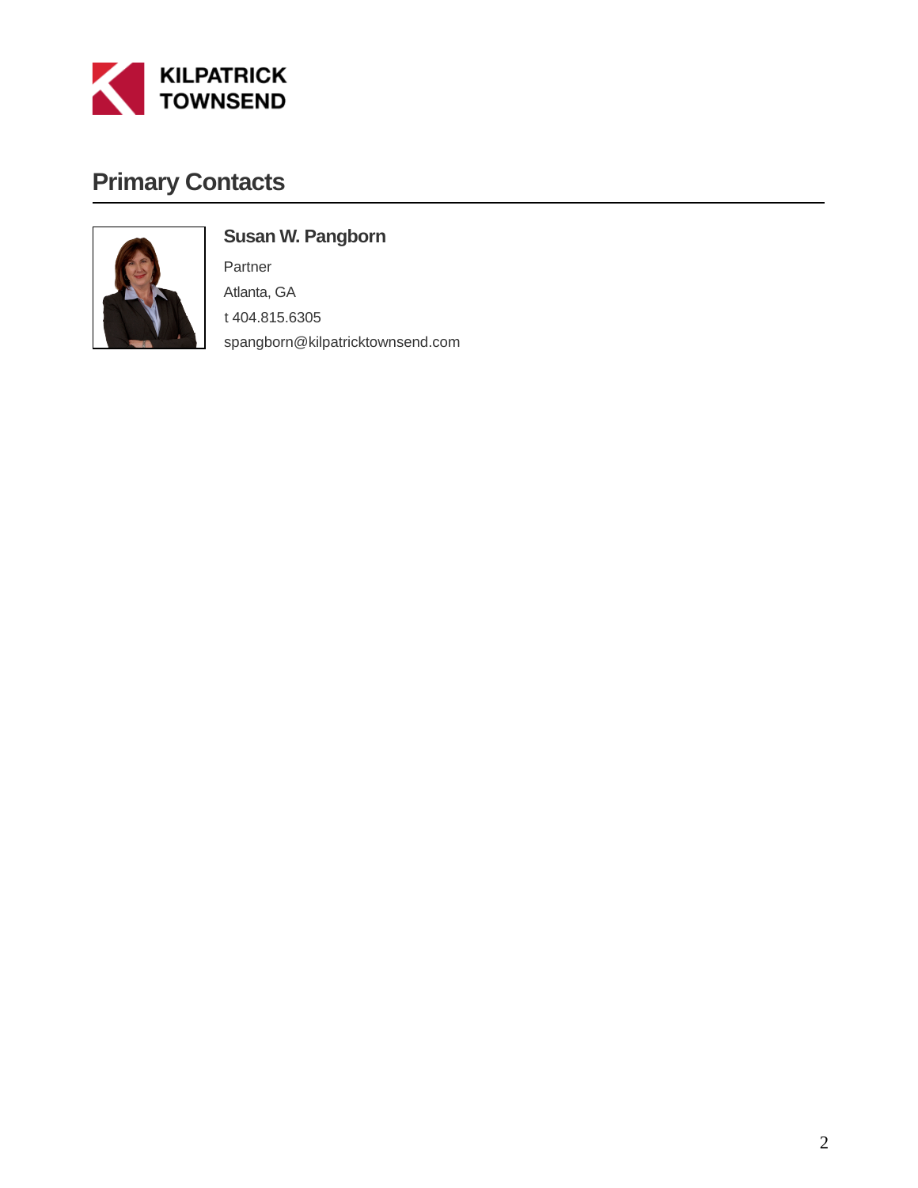KILPATRICK TOWNSEND

## Primary Contacts

### Susan W. Pangborn

Partner

Atlanta, GA

t 404.815.6305

spangborn@kilpatricktownsend.com